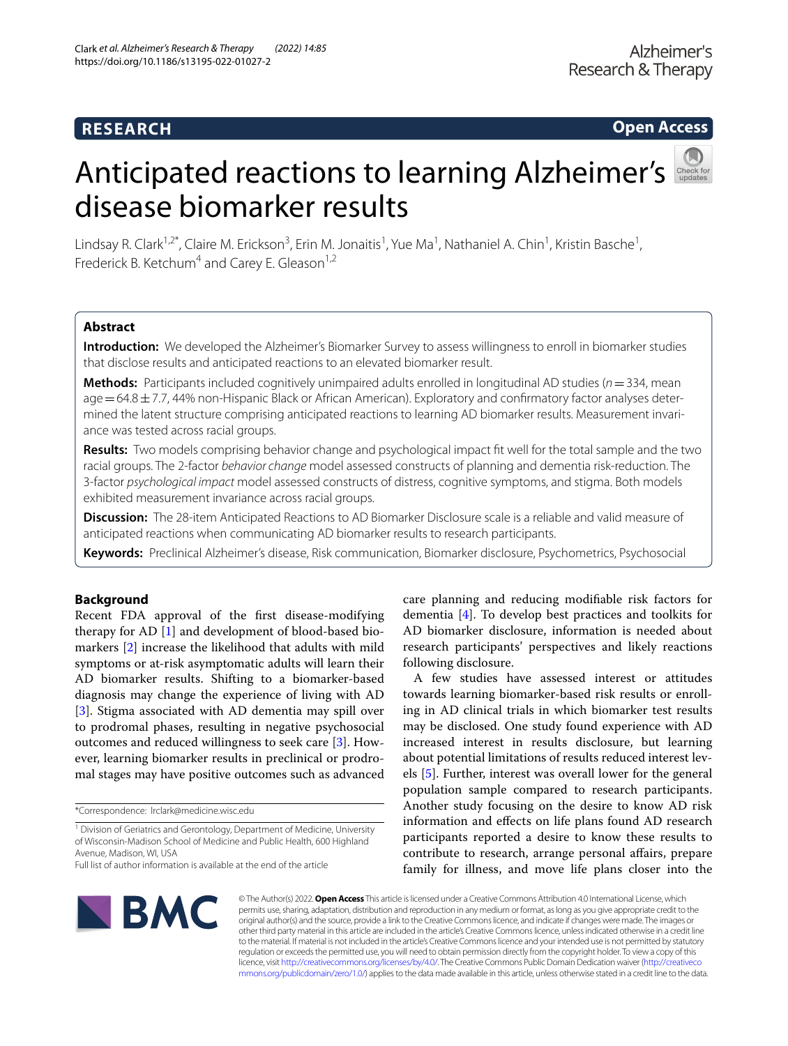RESEARCH

Open Access

# Anticipated reactions to learning Alzheimer's disease biomarker results

Lindsay R. Clark[1,2*], Claire M. Erickson[3], Erin M. Jonaitis[1], Yue Ma[1], Nathaniel A. Chin[1], Kristin Basche[1], Frederick B. Ketchum[4] and Carey E. Gleason[1,2]

## Abstract

**Introduction:** We developed the Alzheimer's Biomarker Survey to assess willingness to enroll in biomarker studies that disclose results and anticipated reactions to an elevated biomarker result.

**Methods:** Participants included cognitively unimpaired adults enrolled in longitudinal AD studies ($n = 334$, mean age $= 64.8 \pm 7.7$, 44% non-Hispanic Black or African American). Exploratory and confirmatory factor analyses determined the latent structure comprising anticipated reactions to learning AD biomarker results. Measurement invariance was tested across racial groups.

**Results:** Two models comprising behavior change and psychological impact fit well for the total sample and the two racial groups. The 2-factor *behavior change* model assessed constructs of planning and dementia risk-reduction. The 3-factor *psychological impact* model assessed constructs of distress, cognitive symptoms, and stigma. Both models exhibited measurement invariance across racial groups.

**Discussion:** The 28-item Anticipated Reactions to AD Biomarker Disclosure scale is a reliable and valid measure of anticipated reactions when communicating AD biomarker results to research participants.

**Keywords:** Preclinical Alzheimer's disease, Risk communication, Biomarker disclosure, Psychometrics, Psychosocial

## Background

Recent FDA approval of the first disease-modifying therapy for AD [1] and development of blood-based biomarkers [2] increase the likelihood that adults with mild symptoms or at-risk asymptomatic adults will learn their AD biomarker results. Shifting to a biomarker-based diagnosis may change the experience of living with AD [3]. Stigma associated with AD dementia may spill over to prodromal phases, resulting in negative psychosocial outcomes and reduced willingness to seek care [3]. However, learning biomarker results in preclinical or prodromal stages may have positive outcomes such as advanced care planning and reducing modifiable risk factors for dementia [4]. To develop best practices and toolkits for AD biomarker disclosure, information is needed about research participants' perspectives and likely reactions following disclosure.

A few studies have assessed interest or attitudes towards learning biomarker-based risk results or enrolling in AD clinical trials in which biomarker test results may be disclosed. One study found experience with AD increased interest in results disclosure, but learning about potential limitations of results reduced interest levels [5]. Further, interest was overall lower for the general population sample compared to research participants. Another study focusing on the desire to know AD risk information and effects on life plans found AD research participants reported a desire to know these results to contribute to research, arrange personal affairs, prepare family for illness, and move life plans closer into the

*Correspondence: lrclark@medicine.wisc.edu

[1] Division of Geriatrics and Gerontology, Department of Medicine, University of Wisconsin-Madison School of Medicine and Public Health, 600 Highland Avenue, Madison, WI, USA

Full list of author information is available at the end of the article

© The Author(s) 2022. **Open Access** This article is licensed under a Creative Commons Attribution 4.0 International License, which permits use, sharing, adaptation, distribution and reproduction in any medium or format, as long as you give appropriate credit to the original author(s) and the source, provide a link to the Creative Commons licence, and indicate if changes were made. The images or other third party material in this article are included in the article's Creative Commons licence, unless indicated otherwise in a credit line to the material. If material is not included in the article's Creative Commons licence and your intended use is not permitted by statutory regulation or exceeds the permitted use, you will need to obtain permission directly from the copyright holder. To view a copy of this licence, visit http://creativecommons.org/licenses/by/4.0/. The Creative Commons Public Domain Dedication waiver (http://creativecommons.org/publicdomain/zero/1.0/) applies to the data made available in this article, unless otherwise stated in a credit line to the data.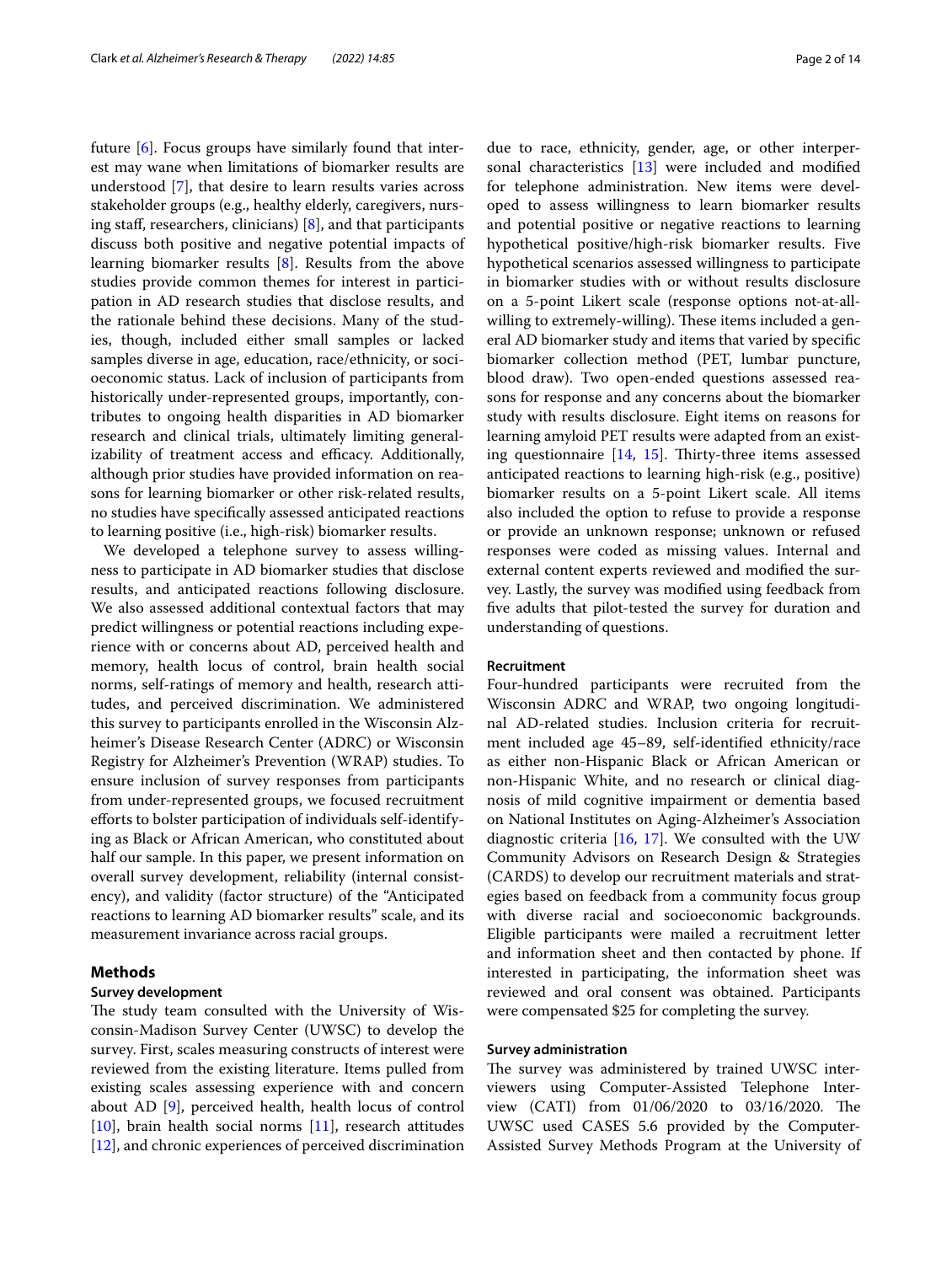future [6]. Focus groups have similarly found that interest may wane when limitations of biomarker results are understood [7], that desire to learn results varies across stakeholder groups (e.g., healthy elderly, caregivers, nursing staff, researchers, clinicians) [8], and that participants discuss both positive and negative potential impacts of learning biomarker results [8]. Results from the above studies provide common themes for interest in participation in AD research studies that disclose results, and the rationale behind these decisions. Many of the studies, though, included either small samples or lacked samples diverse in age, education, race/ethnicity, or socioeconomic status. Lack of inclusion of participants from historically under-represented groups, importantly, contributes to ongoing health disparities in AD biomarker research and clinical trials, ultimately limiting generalizability of treatment access and efficacy. Additionally, although prior studies have provided information on reasons for learning biomarker or other risk-related results, no studies have specifically assessed anticipated reactions to learning positive (i.e., high-risk) biomarker results.

We developed a telephone survey to assess willingness to participate in AD biomarker studies that disclose results, and anticipated reactions following disclosure. We also assessed additional contextual factors that may predict willingness or potential reactions including experience with or concerns about AD, perceived health and memory, health locus of control, brain health social norms, self-ratings of memory and health, research attitudes, and perceived discrimination. We administered this survey to participants enrolled in the Wisconsin Alzheimer's Disease Research Center (ADRC) or Wisconsin Registry for Alzheimer's Prevention (WRAP) studies. To ensure inclusion of survey responses from participants from under-represented groups, we focused recruitment efforts to bolster participation of individuals self-identifying as Black or African American, who constituted about half our sample. In this paper, we present information on overall survey development, reliability (internal consistency), and validity (factor structure) of the "Anticipated reactions to learning AD biomarker results" scale, and its measurement invariance across racial groups.

## Methods

### Survey development

The study team consulted with the University of Wisconsin-Madison Survey Center (UWSC) to develop the survey. First, scales measuring constructs of interest were reviewed from the existing literature. Items pulled from existing scales assessing experience with and concern about AD [9], perceived health, health locus of control [10], brain health social norms [11], research attitudes [12], and chronic experiences of perceived discrimination due to race, ethnicity, gender, age, or other interpersonal characteristics [13] were included and modified for telephone administration. New items were developed to assess willingness to learn biomarker results and potential positive or negative reactions to learning hypothetical positive/high-risk biomarker results. Five hypothetical scenarios assessed willingness to participate in biomarker studies with or without results disclosure on a 5-point Likert scale (response options not-at-all-willing to extremely-willing). These items included a general AD biomarker study and items that varied by specific biomarker collection method (PET, lumbar puncture, blood draw). Two open-ended questions assessed reasons for response and any concerns about the biomarker study with results disclosure. Eight items on reasons for learning amyloid PET results were adapted from an existing questionnaire [14, 15]. Thirty-three items assessed anticipated reactions to learning high-risk (e.g., positive) biomarker results on a 5-point Likert scale. All items also included the option to refuse to provide a response or provide an unknown response; unknown or refused responses were coded as missing values. Internal and external content experts reviewed and modified the survey. Lastly, the survey was modified using feedback from five adults that pilot-tested the survey for duration and understanding of questions.

### Recruitment

Four-hundred participants were recruited from the Wisconsin ADRC and WRAP, two ongoing longitudinal AD-related studies. Inclusion criteria for recruitment included age 45–89, self-identified ethnicity/race as either non-Hispanic Black or African American or non-Hispanic White, and no research or clinical diagnosis of mild cognitive impairment or dementia based on National Institutes on Aging-Alzheimer's Association diagnostic criteria [16, 17]. We consulted with the UW Community Advisors on Research Design & Strategies (CARDS) to develop our recruitment materials and strategies based on feedback from a community focus group with diverse racial and socioeconomic backgrounds. Eligible participants were mailed a recruitment letter and information sheet and then contacted by phone. If interested in participating, the information sheet was reviewed and oral consent was obtained. Participants were compensated $25 for completing the survey.

### Survey administration

The survey was administered by trained UWSC interviewers using Computer-Assisted Telephone Interview (CATI) from 01/06/2020 to 03/16/2020. The UWSC used CASES 5.6 provided by the Computer-Assisted Survey Methods Program at the University of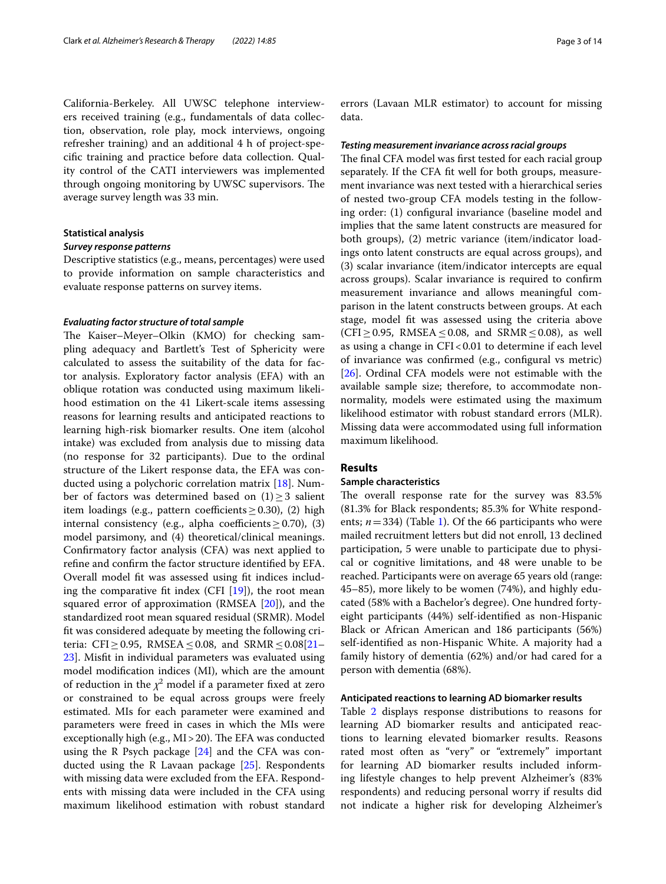California-Berkeley. All UWSC telephone interviewers received training (e.g., fundamentals of data collection, observation, role play, mock interviews, ongoing refresher training) and an additional 4 h of project-specific training and practice before data collection. Quality control of the CATI interviewers was implemented through ongoing monitoring by UWSC supervisors. The average survey length was 33 min.

### Statistical analysis

#### *Survey response patterns*

Descriptive statistics (e.g., means, percentages) were used to provide information on sample characteristics and evaluate response patterns on survey items.

#### *Evaluating factor structure of total sample*

The Kaiser–Meyer–Olkin (KMO) for checking sampling adequacy and Bartlett's Test of Sphericity were calculated to assess the suitability of the data for factor analysis. Exploratory factor analysis (EFA) with an oblique rotation was conducted using maximum likelihood estimation on the 41 Likert-scale items assessing reasons for learning results and anticipated reactions to learning high-risk biomarker results. One item (alcohol intake) was excluded from analysis due to missing data (no response for 32 participants). Due to the ordinal structure of the Likert response data, the EFA was conducted using a polychoric correlation matrix [18]. Number of factors was determined based on (1) $\geq 3$ salient item loadings (e.g., pattern coefficients $\geq 0.30$), (2) high internal consistency (e.g., alpha coefficients $\geq 0.70$), (3) model parsimony, and (4) theoretical/clinical meanings. Confirmatory factor analysis (CFA) was next applied to refine and confirm the factor structure identified by EFA. Overall model fit was assessed using fit indices including the comparative fit index (CFI [19]), the root mean squared error of approximation (RMSEA [20]), and the standardized root mean squared residual (SRMR). Model fit was considered adequate by meeting the following criteria: CFI $\geq 0.95$, RMSEA $\leq 0.08$, and SRMR $\leq 0.08$[21–23]. Misfit in individual parameters was evaluated using model modification indices (MI), which are the amount of reduction in the $\chi^2$ model if a parameter fixed at zero or constrained to be equal across groups were freely estimated. MIs for each parameter were examined and parameters were freed in cases in which the MIs were exceptionally high (e.g., MI $> 20$). The EFA was conducted using the R Psych package [24] and the CFA was conducted using the R Lavaan package [25]. Respondents with missing data were excluded from the EFA. Respondents with missing data were included in the CFA using maximum likelihood estimation with robust standard errors (Lavaan MLR estimator) to account for missing data.

#### *Testing measurement invariance across racial groups*

The final CFA model was first tested for each racial group separately. If the CFA fit well for both groups, measurement invariance was next tested with a hierarchical series of nested two-group CFA models testing in the following order: (1) configural invariance (baseline model and implies that the same latent constructs are measured for both groups), (2) metric variance (item/indicator loadings onto latent constructs are equal across groups), and (3) scalar invariance (item/indicator intercepts are equal across groups). Scalar invariance is required to confirm measurement invariance and allows meaningful comparison in the latent constructs between groups. At each stage, model fit was assessed using the criteria above (CFI $\geq 0.95$, RMSEA $\leq 0.08$, and SRMR $\leq 0.08$), as well as using a change in CFI $< 0.01$ to determine if each level of invariance was confirmed (e.g., configural vs metric) [26]. Ordinal CFA models were not estimable with the available sample size; therefore, to accommodate nonnormality, models were estimated using the maximum likelihood estimator with robust standard errors (MLR). Missing data were accommodated using full information maximum likelihood.

## Results

### Sample characteristics

The overall response rate for the survey was 83.5% (81.3% for Black respondents; 85.3% for White respondents; $n = 334$) (Table 1). Of the 66 participants who were mailed recruitment letters but did not enroll, 13 declined participation, 5 were unable to participate due to physical or cognitive limitations, and 48 were unable to be reached. Participants were on average 65 years old (range: 45–85), more likely to be women (74%), and highly educated (58% with a Bachelor's degree). One hundred forty-eight participants (44%) self-identified as non-Hispanic Black or African American and 186 participants (56%) self-identified as non-Hispanic White. A majority had a family history of dementia (62%) and/or had cared for a person with dementia (68%).

### Anticipated reactions to learning AD biomarker results

Table 2 displays response distributions to reasons for learning AD biomarker results and anticipated reactions to learning elevated biomarker results. Reasons rated most often as "very" or "extremely" important for learning AD biomarker results included informing lifestyle changes to help prevent Alzheimer's (83% respondents) and reducing personal worry if results did not indicate a higher risk for developing Alzheimer's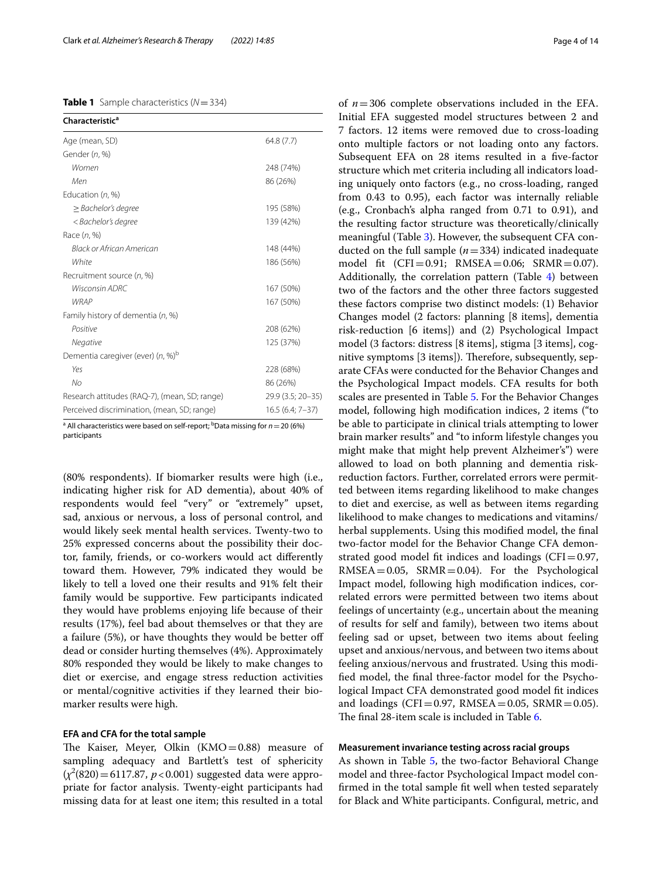**Table 1** Sample characteristics ($N = 334$)

| Characteristic[a] | |
|---|---|
| Age (mean, SD) | 64.8 (7.7) |
| Gender (*n*, %) | |
| *Women* | 248 (74%) |
| *Men* | 86 (26%) |
| Education (*n*, %) | |
| *≥ Bachelor's degree* | 195 (58%) |
| *< Bachelor's degree* | 139 (42%) |
| Race (*n*, %) | |
| *Black or African American* | 148 (44%) |
| *White* | 186 (56%) |
| Recruitment source (*n*, %) | |
| *Wisconsin ADRC* | 167 (50%) |
| *WRAP* | 167 (50%) |
| Family history of dementia (*n*, %) | |
| *Positive* | 208 (62%) |
| *Negative* | 125 (37%) |
| Dementia caregiver (ever) (*n*, %)[b] | |
| *Yes* | 228 (68%) |
| *No* | 86 (26%) |
| Research attitudes (RAQ-7), (mean, SD; range) | 29.9 (3.5; 20–35) |
| Perceived discrimination, (mean, SD; range) | 16.5 (6.4; 7–37) |

[a] All characteristics were based on self-report; [b]Data missing for $n = 20$ (6%) participants

(80% respondents). If biomarker results were high (i.e., indicating higher risk for AD dementia), about 40% of respondents would feel "very" or "extremely" upset, sad, anxious or nervous, a loss of personal control, and would likely seek mental health services. Twenty-two to 25% expressed concerns about the possibility their doctor, family, friends, or co-workers would act differently toward them. However, 79% indicated they would be likely to tell a loved one their results and 91% felt their family would be supportive. Few participants indicated they would have problems enjoying life because of their results (17%), feel bad about themselves or that they are a failure (5%), or have thoughts they would be better off dead or consider hurting themselves (4%). Approximately 80% responded they would be likely to make changes to diet or exercise, and engage stress reduction activities or mental/cognitive activities if they learned their biomarker results were high.

### EFA and CFA for the total sample

The Kaiser, Meyer, Olkin (KMO = 0.88) measure of sampling adequacy and Bartlett's test of sphericity ($\chi^2(820) = 6117.87$, $p < 0.001$) suggested data were appropriate for factor analysis. Twenty-eight participants had missing data for at least one item; this resulted in a total of $n = 306$ complete observations included in the EFA. Initial EFA suggested model structures between 2 and 7 factors. 12 items were removed due to cross-loading onto multiple factors or not loading onto any factors. Subsequent EFA on 28 items resulted in a five-factor structure which met criteria including all indicators loading uniquely onto factors (e.g., no cross-loading, ranged from 0.43 to 0.95), each factor was internally reliable (e.g., Cronbach's alpha ranged from 0.71 to 0.91), and the resulting factor structure was theoretically/clinically meaningful (Table 3). However, the subsequent CFA conducted on the full sample ($n = 334$) indicated inadequate model fit (CFI = 0.91; RMSEA = 0.06; SRMR = 0.07). Additionally, the correlation pattern (Table 4) between two of the factors and the other three factors suggested these factors comprise two distinct models: (1) Behavior Changes model (2 factors: planning [8 items], dementia risk-reduction [6 items]) and (2) Psychological Impact model (3 factors: distress [8 items], stigma [3 items], cognitive symptoms [3 items]). Therefore, subsequently, separate CFAs were conducted for the Behavior Changes and the Psychological Impact models. CFA results for both scales are presented in Table 5. For the Behavior Changes model, following high modification indices, 2 items ("to be able to participate in clinical trials attempting to lower brain marker results" and "to inform lifestyle changes you might make that might help prevent Alzheimer's") were allowed to load on both planning and dementia risk-reduction factors. Further, correlated errors were permitted between items regarding likelihood to make changes to diet and exercise, as well as between items regarding likelihood to make changes to medications and vitamins/herbal supplements. Using this modified model, the final two-factor model for the Behavior Change CFA demonstrated good model fit indices and loadings (CFI = 0.97, RMSEA = 0.05, SRMR = 0.04). For the Psychological Impact model, following high modification indices, correlated errors were permitted between two items about feelings of uncertainty (e.g., uncertain about the meaning of results for self and family), between two items about feeling sad or upset, between two items about feeling upset and anxious/nervous, and between two items about feeling anxious/nervous and frustrated. Using this modified model, the final three-factor model for the Psychological Impact CFA demonstrated good model fit indices and loadings (CFI = 0.97, RMSEA = 0.05, SRMR = 0.05). The final 28-item scale is included in Table 6.

### Measurement invariance testing across racial groups

As shown in Table 5, the two-factor Behavioral Change model and three-factor Psychological Impact model confirmed in the total sample fit well when tested separately for Black and White participants. Configural, metric, and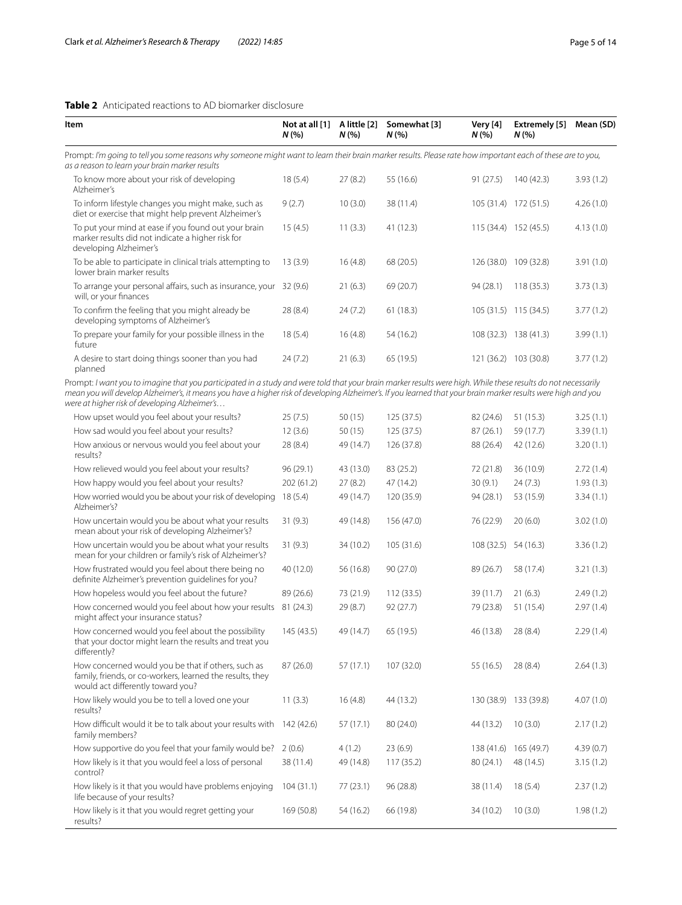**Table 2** Anticipated reactions to AD biomarker disclosure

| Item | Not at all [1] *N* (%) | A little [2] *N* (%) | Somewhat [3] *N* (%) | Very [4] *N* (%) | Extremely [5] *N* (%) | Mean (SD) |
|---|---|---|---|---|---|---|
| Prompt: *I'm going to tell you some reasons why someone might want to learn their brain marker results. Please rate how important each of these are to you, as a reason to learn your brain marker results* | | | | | | |
| To know more about your risk of developing Alzheimer's | 18 (5.4) | 27 (8.2) | 55 (16.6) | 91 (27.5) | 140 (42.3) | 3.93 (1.2) |
| To inform lifestyle changes you might make, such as diet or exercise that might help prevent Alzheimer's | 9 (2.7) | 10 (3.0) | 38 (11.4) | 105 (31.4) | 172 (51.5) | 4.26 (1.0) |
| To put your mind at ease if you found out your brain marker results did not indicate a higher risk for developing Alzheimer's | 15 (4.5) | 11 (3.3) | 41 (12.3) | 115 (34.4) | 152 (45.5) | 4.13 (1.0) |
| To be able to participate in clinical trials attempting to lower brain marker results | 13 (3.9) | 16 (4.8) | 68 (20.5) | 126 (38.0) | 109 (32.8) | 3.91 (1.0) |
| To arrange your personal affairs, such as insurance, your will, or your finances | 32 (9.6) | 21 (6.3) | 69 (20.7) | 94 (28.1) | 118 (35.3) | 3.73 (1.3) |
| To confirm the feeling that you might already be developing symptoms of Alzheimer's | 28 (8.4) | 24 (7.2) | 61 (18.3) | 105 (31.5) | 115 (34.5) | 3.77 (1.2) |
| To prepare your family for your possible illness in the future | 18 (5.4) | 16 (4.8) | 54 (16.2) | 108 (32.3) | 138 (41.3) | 3.99 (1.1) |
| A desire to start doing things sooner than you had planned | 24 (7.2) | 21 (6.3) | 65 (19.5) | 121 (36.2) | 103 (30.8) | 3.77 (1.2) |
| Prompt: *I want you to imagine that you participated in a study and were told that your brain marker results were high. While these results do not necessarily mean you will develop Alzheimer's, it means you have a higher risk of developing Alzheimer's. If you learned that your brain marker results were high and you were at higher risk of developing Alzheimer's…* | | | | | | |
| How upset would you feel about your results? | 25 (7.5) | 50 (15) | 125 (37.5) | 82 (24.6) | 51 (15.3) | 3.25 (1.1) |
| How sad would you feel about your results? | 12 (3.6) | 50 (15) | 125 (37.5) | 87 (26.1) | 59 (17.7) | 3.39 (1.1) |
| How anxious or nervous would you feel about your results? | 28 (8.4) | 49 (14.7) | 126 (37.8) | 88 (26.4) | 42 (12.6) | 3.20 (1.1) |
| How relieved would you feel about your results? | 96 (29.1) | 43 (13.0) | 83 (25.2) | 72 (21.8) | 36 (10.9) | 2.72 (1.4) |
| How happy would you feel about your results? | 202 (61.2) | 27 (8.2) | 47 (14.2) | 30 (9.1) | 24 (7.3) | 1.93 (1.3) |
| How worried would you be about your risk of developing Alzheimer's? | 18 (5.4) | 49 (14.7) | 120 (35.9) | 94 (28.1) | 53 (15.9) | 3.34 (1.1) |
| How uncertain would you be about what your results mean about your risk of developing Alzheimer's? | 31 (9.3) | 49 (14.8) | 156 (47.0) | 76 (22.9) | 20 (6.0) | 3.02 (1.0) |
| How uncertain would you be about what your results mean for your children or family's risk of Alzheimer's? | 31 (9.3) | 34 (10.2) | 105 (31.6) | 108 (32.5) | 54 (16.3) | 3.36 (1.2) |
| How frustrated would you feel about there being no definite Alzheimer's prevention guidelines for you? | 40 (12.0) | 56 (16.8) | 90 (27.0) | 89 (26.7) | 58 (17.4) | 3.21 (1.3) |
| How hopeless would you feel about the future? | 89 (26.6) | 73 (21.9) | 112 (33.5) | 39 (11.7) | 21 (6.3) | 2.49 (1.2) |
| How concerned would you feel about how your results might affect your insurance status? | 81 (24.3) | 29 (8.7) | 92 (27.7) | 79 (23.8) | 51 (15.4) | 2.97 (1.4) |
| How concerned would you feel about the possibility that your doctor might learn the results and treat you differently? | 145 (43.5) | 49 (14.7) | 65 (19.5) | 46 (13.8) | 28 (8.4) | 2.29 (1.4) |
| How concerned would you be that if others, such as family, friends, or co-workers, learned the results, they would act differently toward you? | 87 (26.0) | 57 (17.1) | 107 (32.0) | 55 (16.5) | 28 (8.4) | 2.64 (1.3) |
| How likely would you be to tell a loved one your results? | 11 (3.3) | 16 (4.8) | 44 (13.2) | 130 (38.9) | 133 (39.8) | 4.07 (1.0) |
| How difficult would it be to talk about your results with family members? | 142 (42.6) | 57 (17.1) | 80 (24.0) | 44 (13.2) | 10 (3.0) | 2.17 (1.2) |
| How supportive do you feel that your family would be? | 2 (0.6) | 4 (1.2) | 23 (6.9) | 138 (41.6) | 165 (49.7) | 4.39 (0.7) |
| How likely is it that you would feel a loss of personal control? | 38 (11.4) | 49 (14.8) | 117 (35.2) | 80 (24.1) | 48 (14.5) | 3.15 (1.2) |
| How likely is it that you would have problems enjoying life because of your results? | 104 (31.1) | 77 (23.1) | 96 (28.8) | 38 (11.4) | 18 (5.4) | 2.37 (1.2) |
| How likely is it that you would regret getting your results? | 169 (50.8) | 54 (16.2) | 66 (19.8) | 34 (10.2) | 10 (3.0) | 1.98 (1.2) |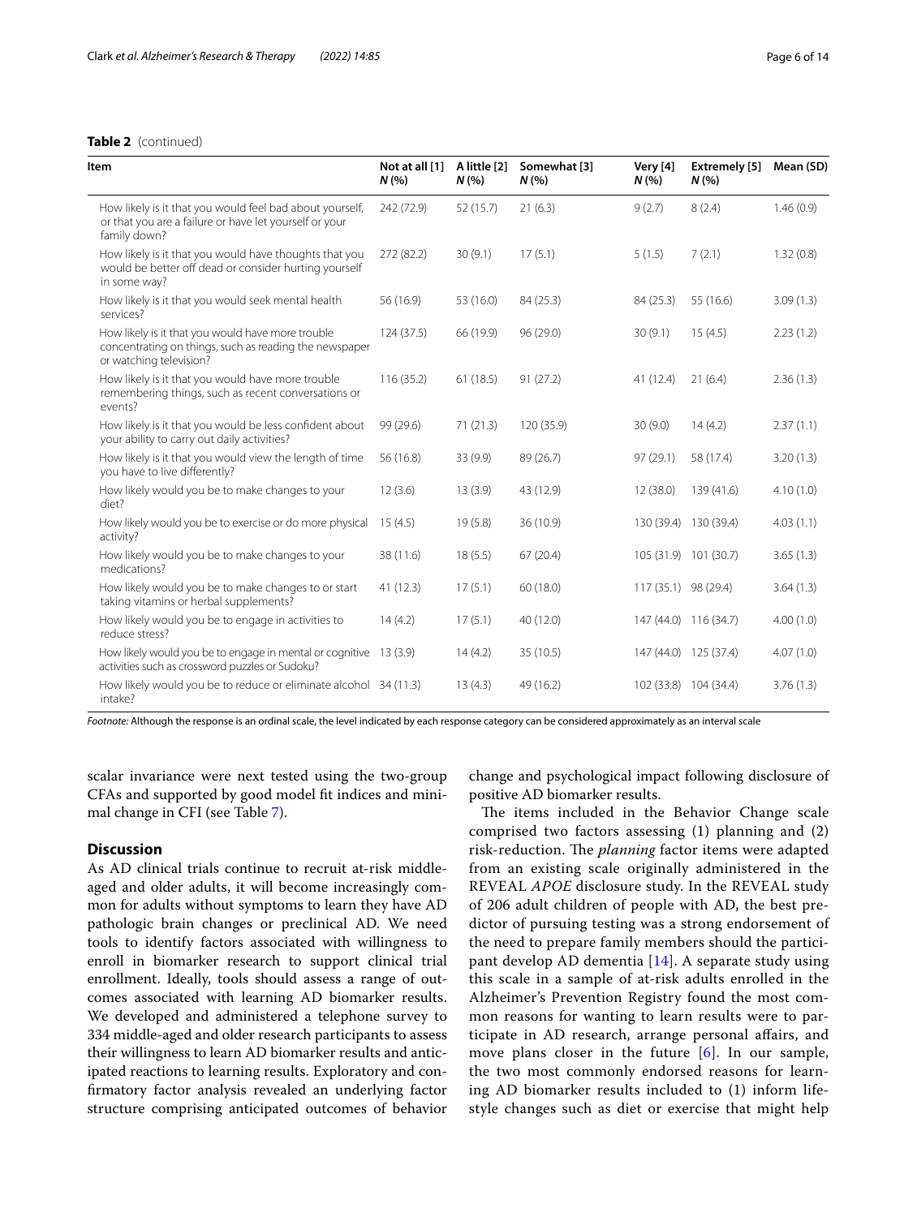**Table 2** (continued)

| Item | Not at all [1] N (%) | A little [2] N (%) | Somewhat [3] N (%) | Very [4] N (%) | Extremely [5] N (%) | Mean (SD) |
|---|---|---|---|---|---|---|
| How likely is it that you would feel bad about yourself, or that you are a failure or have let yourself or your family down? | 242 (72.9) | 52 (15.7) | 21 (6.3) | 9 (2.7) | 8 (2.4) | 1.46 (0.9) |
| How likely is it that you would have thoughts that you would be better off dead or consider hurting yourself in some way? | 272 (82.2) | 30 (9.1) | 17 (5.1) | 5 (1.5) | 7 (2.1) | 1.32 (0.8) |
| How likely is it that you would seek mental health services? | 56 (16.9) | 53 (16.0) | 84 (25.3) | 84 (25.3) | 55 (16.6) | 3.09 (1.3) |
| How likely is it that you would have more trouble concentrating on things, such as reading the newspaper or watching television? | 124 (37.5) | 66 (19.9) | 96 (29.0) | 30 (9.1) | 15 (4.5) | 2.23 (1.2) |
| How likely is it that you would have more trouble remembering things, such as recent conversations or events? | 116 (35.2) | 61 (18.5) | 91 (27.2) | 41 (12.4) | 21 (6.4) | 2.36 (1.3) |
| How likely is it that you would be less confident about your ability to carry out daily activities? | 99 (29.6) | 71 (21.3) | 120 (35.9) | 30 (9.0) | 14 (4.2) | 2.37 (1.1) |
| How likely is it that you would view the length of time you have to live differently? | 56 (16.8) | 33 (9.9) | 89 (26.7) | 97 (29.1) | 58 (17.4) | 3.20 (1.3) |
| How likely would you be to make changes to your diet? | 12 (3.6) | 13 (3.9) | 43 (12.9) | 12 (38.0) | 139 (41.6) | 4.10 (1.0) |
| How likely would you be to exercise or do more physical activity? | 15 (4.5) | 19 (5.8) | 36 (10.9) | 130 (39.4) | 130 (39.4) | 4.03 (1.1) |
| How likely would you be to make changes to your medications? | 38 (11.6) | 18 (5.5) | 67 (20.4) | 105 (31.9) | 101 (30.7) | 3.65 (1.3) |
| How likely would you be to make changes to or start taking vitamins or herbal supplements? | 41 (12.3) | 17 (5.1) | 60 (18.0) | 117 (35.1) | 98 (29.4) | 3.64 (1.3) |
| How likely would you be to engage in activities to reduce stress? | 14 (4.2) | 17 (5.1) | 40 (12.0) | 147 (44.0) | 116 (34.7) | 4.00 (1.0) |
| How likely would you be to engage in mental or cognitive activities such as crossword puzzles or Sudoku? | 13 (3.9) | 14 (4.2) | 35 (10.5) | 147 (44.0) | 125 (37.4) | 4.07 (1.0) |
| How likely would you be to reduce or eliminate alcohol intake? | 34 (11.3) | 13 (4.3) | 49 (16.2) | 102 (33.8) | 104 (34.4) | 3.76 (1.3) |

*Footnote:* Although the response is an ordinal scale, the level indicated by each response category can be considered approximately as an interval scale

scalar invariance were next tested using the two-group CFAs and supported by good model fit indices and minimal change in CFI (see Table 7).

## Discussion

As AD clinical trials continue to recruit at-risk middle-aged and older adults, it will become increasingly common for adults without symptoms to learn they have AD pathologic brain changes or preclinical AD. We need tools to identify factors associated with willingness to enroll in biomarker research to support clinical trial enrollment. Ideally, tools should assess a range of outcomes associated with learning AD biomarker results. We developed and administered a telephone survey to 334 middle-aged and older research participants to assess their willingness to learn AD biomarker results and anticipated reactions to learning results. Exploratory and confirmatory factor analysis revealed an underlying factor structure comprising anticipated outcomes of behavior change and psychological impact following disclosure of positive AD biomarker results.

The items included in the Behavior Change scale comprised two factors assessing (1) planning and (2) risk-reduction. The *planning* factor items were adapted from an existing scale originally administered in the REVEAL *APOE* disclosure study. In the REVEAL study of 206 adult children of people with AD, the best predictor of pursuing testing was a strong endorsement of the need to prepare family members should the participant develop AD dementia [14]. A separate study using this scale in a sample of at-risk adults enrolled in the Alzheimer's Prevention Registry found the most common reasons for wanting to learn results were to participate in AD research, arrange personal affairs, and move plans closer in the future [6]. In our sample, the two most commonly endorsed reasons for learning AD biomarker results included to (1) inform lifestyle changes such as diet or exercise that might help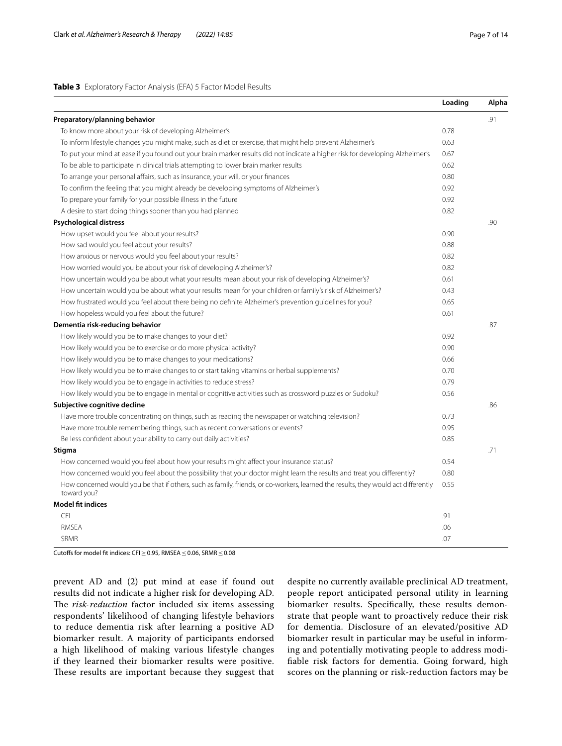**Table 3** Exploratory Factor Analysis (EFA) 5 Factor Model Results

| | Loading | Alpha |
|---|---|---|
| **Preparatory/planning behavior** | | .91 |
| To know more about your risk of developing Alzheimer's | 0.78 | |
| To inform lifestyle changes you might make, such as diet or exercise, that might help prevent Alzheimer's | 0.63 | |
| To put your mind at ease if you found out your brain marker results did not indicate a higher risk for developing Alzheimer's | 0.67 | |
| To be able to participate in clinical trials attempting to lower brain marker results | 0.62 | |
| To arrange your personal affairs, such as insurance, your will, or your finances | 0.80 | |
| To confirm the feeling that you might already be developing symptoms of Alzheimer's | 0.92 | |
| To prepare your family for your possible illness in the future | 0.92 | |
| A desire to start doing things sooner than you had planned | 0.82 | |
| **Psychological distress** | | .90 |
| How upset would you feel about your results? | 0.90 | |
| How sad would you feel about your results? | 0.88 | |
| How anxious or nervous would you feel about your results? | 0.82 | |
| How worried would you be about your risk of developing Alzheimer's? | 0.82 | |
| How uncertain would you be about what your results mean about your risk of developing Alzheimer's? | 0.61 | |
| How uncertain would you be about what your results mean for your children or family's risk of Alzheimer's? | 0.43 | |
| How frustrated would you feel about there being no definite Alzheimer's prevention guidelines for you? | 0.65 | |
| How hopeless would you feel about the future? | 0.61 | |
| **Dementia risk-reducing behavior** | | .87 |
| How likely would you be to make changes to your diet? | 0.92 | |
| How likely would you be to exercise or do more physical activity? | 0.90 | |
| How likely would you be to make changes to your medications? | 0.66 | |
| How likely would you be to make changes to or start taking vitamins or herbal supplements? | 0.70 | |
| How likely would you be to engage in activities to reduce stress? | 0.79 | |
| How likely would you be to engage in mental or cognitive activities such as crossword puzzles or Sudoku? | 0.56 | |
| **Subjective cognitive decline** | | .86 |
| Have more trouble concentrating on things, such as reading the newspaper or watching television? | 0.73 | |
| Have more trouble remembering things, such as recent conversations or events? | 0.95 | |
| Be less confident about your ability to carry out daily activities? | 0.85 | |
| **Stigma** | | .71 |
| How concerned would you feel about how your results might affect your insurance status? | 0.54 | |
| How concerned would you feel about the possibility that your doctor might learn the results and treat you differently? | 0.80 | |
| How concerned would you be that if others, such as family, friends, or co-workers, learned the results, they would act differently toward you? | 0.55 | |
| **Model fit indices** | | |
| CFI | .91 | |
| RMSEA | .06 | |
| SRMR | .07 | |

Cutoffs for model fit indices: CFI $\geq$ 0.95, RMSEA $\leq$ 0.06, SRMR $\leq$ 0.08

prevent AD and (2) put mind at ease if found out results did not indicate a higher risk for developing AD. The *risk-reduction* factor included six items assessing respondents' likelihood of changing lifestyle behaviors to reduce dementia risk after learning a positive AD biomarker result. A majority of participants endorsed a high likelihood of making various lifestyle changes if they learned their biomarker results were positive. These results are important because they suggest that despite no currently available preclinical AD treatment, people report anticipated personal utility in learning biomarker results. Specifically, these results demonstrate that people want to proactively reduce their risk for dementia. Disclosure of an elevated/positive AD biomarker result in particular may be useful in informing and potentially motivating people to address modifiable risk factors for dementia. Going forward, high scores on the planning or risk-reduction factors may be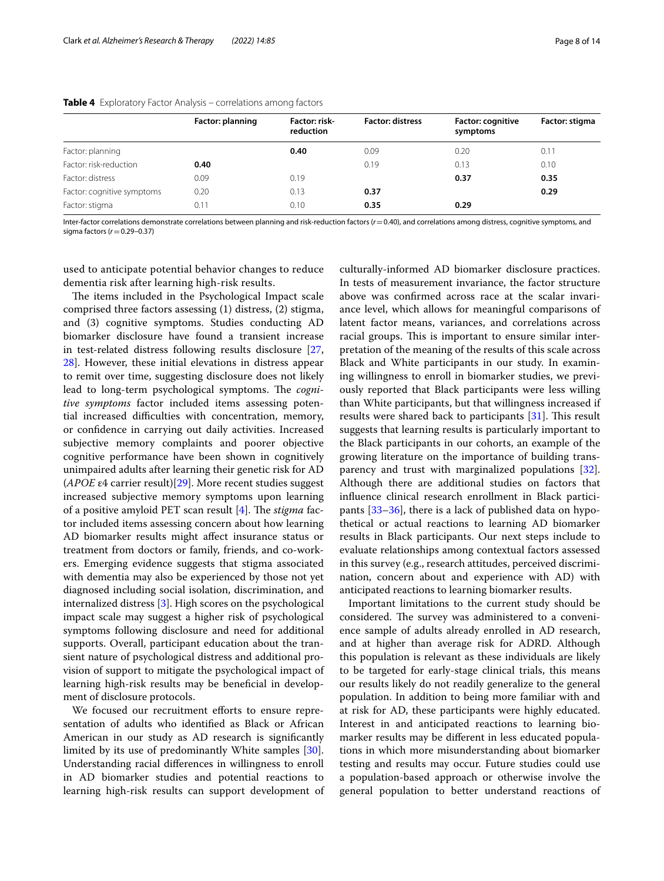**Table 4** Exploratory Factor Analysis – correlations among factors

| | Factor: planning | Factor: risk-reduction | Factor: distress | Factor: cognitive symptoms | Factor: stigma |
|---|---|---|---|---|---|
| Factor: planning | | **0.40** | 0.09 | 0.20 | 0.11 |
| Factor: risk-reduction | **0.40** | | 0.19 | 0.13 | 0.10 |
| Factor: distress | 0.09 | 0.19 | | **0.37** | **0.35** |
| Factor: cognitive symptoms | 0.20 | 0.13 | **0.37** | | **0.29** |
| Factor: stigma | 0.11 | 0.10 | **0.35** | **0.29** | |

Inter-factor correlations demonstrate correlations between planning and risk-reduction factors ($r = 0.40$), and correlations among distress, cognitive symptoms, and sigma factors ($r = 0.29–0.37$)

used to anticipate potential behavior changes to reduce dementia risk after learning high-risk results.

The items included in the Psychological Impact scale comprised three factors assessing (1) distress, (2) stigma, and (3) cognitive symptoms. Studies conducting AD biomarker disclosure have found a transient increase in test-related distress following results disclosure [27, 28]. However, these initial elevations in distress appear to remit over time, suggesting disclosure does not likely lead to long-term psychological symptoms. The *cognitive symptoms* factor included items assessing potential increased difficulties with concentration, memory, or confidence in carrying out daily activities. Increased subjective memory complaints and poorer objective cognitive performance have been shown in cognitively unimpaired adults after learning their genetic risk for AD (*APOE* ε4 carrier result)[29]. More recent studies suggest increased subjective memory symptoms upon learning of a positive amyloid PET scan result [4]. The *stigma* factor included items assessing concern about how learning AD biomarker results might affect insurance status or treatment from doctors or family, friends, and co-workers. Emerging evidence suggests that stigma associated with dementia may also be experienced by those not yet diagnosed including social isolation, discrimination, and internalized distress [3]. High scores on the psychological impact scale may suggest a higher risk of psychological symptoms following disclosure and need for additional supports. Overall, participant education about the transient nature of psychological distress and additional provision of support to mitigate the psychological impact of learning high-risk results may be beneficial in development of disclosure protocols.

We focused our recruitment efforts to ensure representation of adults who identified as Black or African American in our study as AD research is significantly limited by its use of predominantly White samples [30]. Understanding racial differences in willingness to enroll in AD biomarker studies and potential reactions to learning high-risk results can support development of culturally-informed AD biomarker disclosure practices. In tests of measurement invariance, the factor structure above was confirmed across race at the scalar invariance level, which allows for meaningful comparisons of latent factor means, variances, and correlations across racial groups. This is important to ensure similar interpretation of the meaning of the results of this scale across Black and White participants in our study. In examining willingness to enroll in biomarker studies, we previously reported that Black participants were less willing than White participants, but that willingness increased if results were shared back to participants [31]. This result suggests that learning results is particularly important to the Black participants in our cohorts, an example of the growing literature on the importance of building transparency and trust with marginalized populations [32]. Although there are additional studies on factors that influence clinical research enrollment in Black participants [33–36], there is a lack of published data on hypothetical or actual reactions to learning AD biomarker results in Black participants. Our next steps include to evaluate relationships among contextual factors assessed in this survey (e.g., research attitudes, perceived discrimination, concern about and experience with AD) with anticipated reactions to learning biomarker results.

Important limitations to the current study should be considered. The survey was administered to a convenience sample of adults already enrolled in AD research, and at higher than average risk for ADRD. Although this population is relevant as these individuals are likely to be targeted for early-stage clinical trials, this means our results likely do not readily generalize to the general population. In addition to being more familiar with and at risk for AD, these participants were highly educated. Interest in and anticipated reactions to learning biomarker results may be different in less educated populations in which more misunderstanding about biomarker testing and results may occur. Future studies could use a population-based approach or otherwise involve the general population to better understand reactions of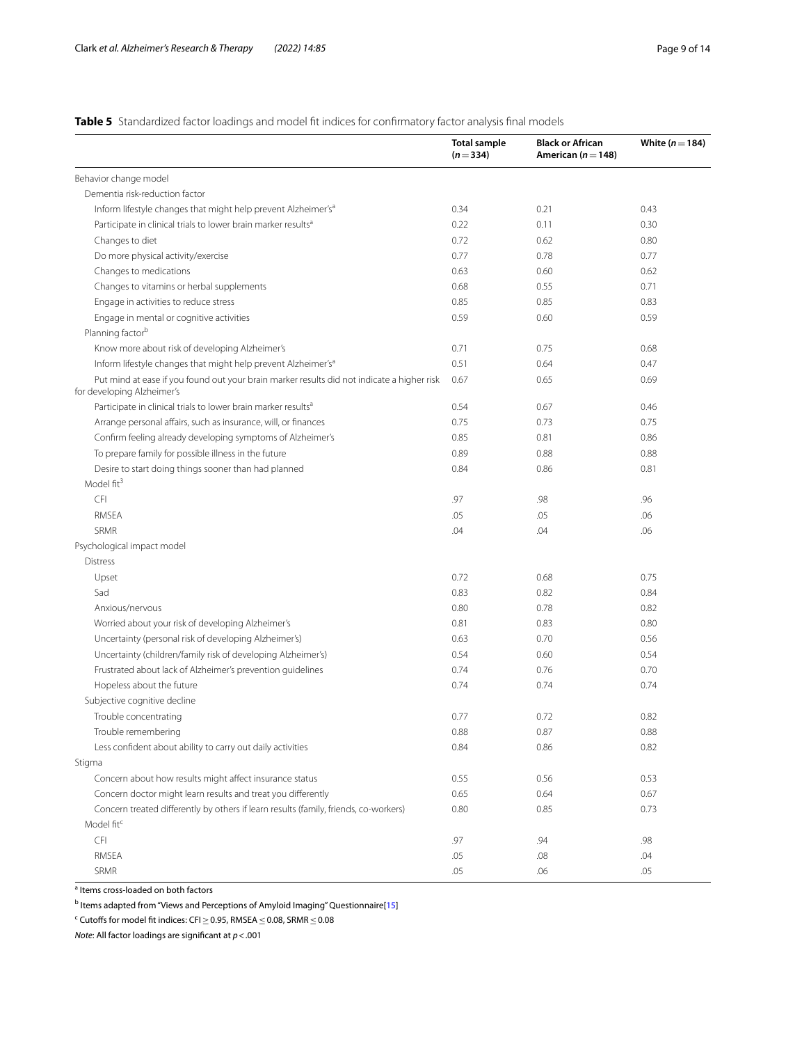**Table 5** Standardized factor loadings and model fit indices for confirmatory factor analysis final models

| | Total sample ($n = 334$) | Black or African American ($n = 148$) | White ($n = 184$) |
|---|---|---|---|
| Behavior change model | | | |
| Dementia risk-reduction factor | | | |
| Inform lifestyle changes that might help prevent Alzheimer's[a] | 0.34 | 0.21 | 0.43 |
| Participate in clinical trials to lower brain marker results[a] | 0.22 | 0.11 | 0.30 |
| Changes to diet | 0.72 | 0.62 | 0.80 |
| Do more physical activity/exercise | 0.77 | 0.78 | 0.77 |
| Changes to medications | 0.63 | 0.60 | 0.62 |
| Changes to vitamins or herbal supplements | 0.68 | 0.55 | 0.71 |
| Engage in activities to reduce stress | 0.85 | 0.85 | 0.83 |
| Engage in mental or cognitive activities | 0.59 | 0.60 | 0.59 |
| Planning factor[b] | | | |
| Know more about risk of developing Alzheimer's | 0.71 | 0.75 | 0.68 |
| Inform lifestyle changes that might help prevent Alzheimer's[a] | 0.51 | 0.64 | 0.47 |
| Put mind at ease if you found out your brain marker results did not indicate a higher risk for developing Alzheimer's | 0.67 | 0.65 | 0.69 |
| Participate in clinical trials to lower brain marker results[a] | 0.54 | 0.67 | 0.46 |
| Arrange personal affairs, such as insurance, will, or finances | 0.75 | 0.73 | 0.75 |
| Confirm feeling already developing symptoms of Alzheimer's | 0.85 | 0.81 | 0.86 |
| To prepare family for possible illness in the future | 0.89 | 0.88 | 0.88 |
| Desire to start doing things sooner than had planned | 0.84 | 0.86 | 0.81 |
| Model fit[3] | | | |
| CFI | .97 | .98 | .96 |
| RMSEA | .05 | .05 | .06 |
| SRMR | .04 | .04 | .06 |
| Psychological impact model | | | |
| Distress | | | |
| Upset | 0.72 | 0.68 | 0.75 |
| Sad | 0.83 | 0.82 | 0.84 |
| Anxious/nervous | 0.80 | 0.78 | 0.82 |
| Worried about your risk of developing Alzheimer's | 0.81 | 0.83 | 0.80 |
| Uncertainty (personal risk of developing Alzheimer's) | 0.63 | 0.70 | 0.56 |
| Uncertainty (children/family risk of developing Alzheimer's) | 0.54 | 0.60 | 0.54 |
| Frustrated about lack of Alzheimer's prevention guidelines | 0.74 | 0.76 | 0.70 |
| Hopeless about the future | 0.74 | 0.74 | 0.74 |
| Subjective cognitive decline | | | |
| Trouble concentrating | 0.77 | 0.72 | 0.82 |
| Trouble remembering | 0.88 | 0.87 | 0.88 |
| Less confident about ability to carry out daily activities | 0.84 | 0.86 | 0.82 |
| Stigma | | | |
| Concern about how results might affect insurance status | 0.55 | 0.56 | 0.53 |
| Concern doctor might learn results and treat you differently | 0.65 | 0.64 | 0.67 |
| Concern treated differently by others if learn results (family, friends, co-workers) | 0.80 | 0.85 | 0.73 |
| Model fit[c] | | | |
| CFI | .97 | .94 | .98 |
| RMSEA | .05 | .08 | .04 |
| SRMR | .05 | .06 | .05 |

[a] Items cross-loaded on both factors

[b] Items adapted from "Views and Perceptions of Amyloid Imaging" Questionnaire[15]

[c] Cutoffs for model fit indices: CFI $\geq$ 0.95, RMSEA $\leq$ 0.08, SRMR $\leq$ 0.08

*Note*: All factor loadings are significant at $p < .001$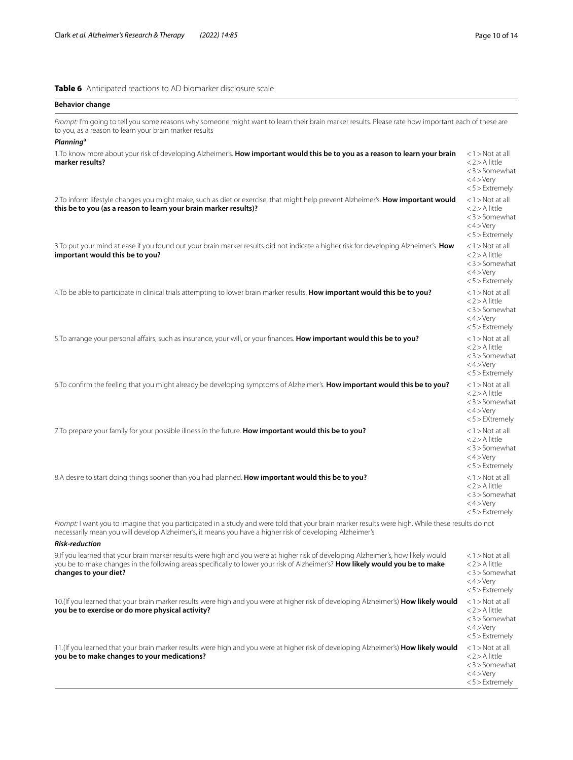**Table 6** Anticipated reactions to AD biomarker disclosure scale

| **Behavior change** | |
|---|---|
| *Prompt:* I'm going to tell you some reasons why someone might want to learn their brain marker results. Please rate how important each of these are to you, as a reason to learn your brain marker results | |
| ***Planning***[a] | |
| 1.To know more about your risk of developing Alzheimer's. **How important would this be to you as a reason to learn your brain marker results?** | <1> Not at all <2> A little <3> Somewhat <4> Very <5> Extremely |
| 2.To inform lifestyle changes you might make, such as diet or exercise, that might help prevent Alzheimer's. **How important would this be to you (as a reason to learn your brain marker results)?** | <1> Not at all <2> A little <3> Somewhat <4> Very <5> Extremely |
| 3.To put your mind at ease if you found out your brain marker results did not indicate a higher risk for developing Alzheimer's. **How important would this be to you?** | <1> Not at all <2> A little <3> Somewhat <4> Very <5> Extremely |
| 4.To be able to participate in clinical trials attempting to lower brain marker results. **How important would this be to you?** | <1> Not at all <2> A little <3> Somewhat <4> Very <5> Extremely |
| 5.To arrange your personal affairs, such as insurance, your will, or your finances. **How important would this be to you?** | <1> Not at all <2> A little <3> Somewhat <4> Very <5> Extremely |
| 6.To confirm the feeling that you might already be developing symptoms of Alzheimer's. **How important would this be to you?** | <1> Not at all <2> A little <3> Somewhat <4> Very <5> EXtremely |
| 7.To prepare your family for your possible illness in the future. **How important would this be to you?** | <1> Not at all <2> A little <3> Somewhat <4> Very <5> Extremely |
| 8.A desire to start doing things sooner than you had planned. **How important would this be to you?** | <1> Not at all <2> A little <3> Somewhat <4> Very <5> Extremely |
| *Prompt:* I want you to imagine that you participated in a study and were told that your brain marker results were high. While these results do not necessarily mean you will develop Alzheimer's, it means you have a higher risk of developing Alzheimer's | |
| ***Risk-reduction*** | |
| 9.If you learned that your brain marker results were high and you were at higher risk of developing Alzheimer's, how likely would you be to make changes in the following areas specifically to lower your risk of Alzheimer's? **How likely would you be to make changes to your diet?** | <1> Not at all <2> A little <3> Somewhat <4> Very <5> Extremely |
| 10.(If you learned that your brain marker results were high and you were at higher risk of developing Alzheimer's) **How likely would you be to exercise or do more physical activity?** | <1> Not at all <2> A little <3> Somewhat <4> Very <5> Extremely |
| 11.(If you learned that your brain marker results were high and you were at higher risk of developing Alzheimer's) **How likely would you be to make changes to your medications?** | <1> Not at all <2> A little <3> Somewhat <4> Very <5> Extremely |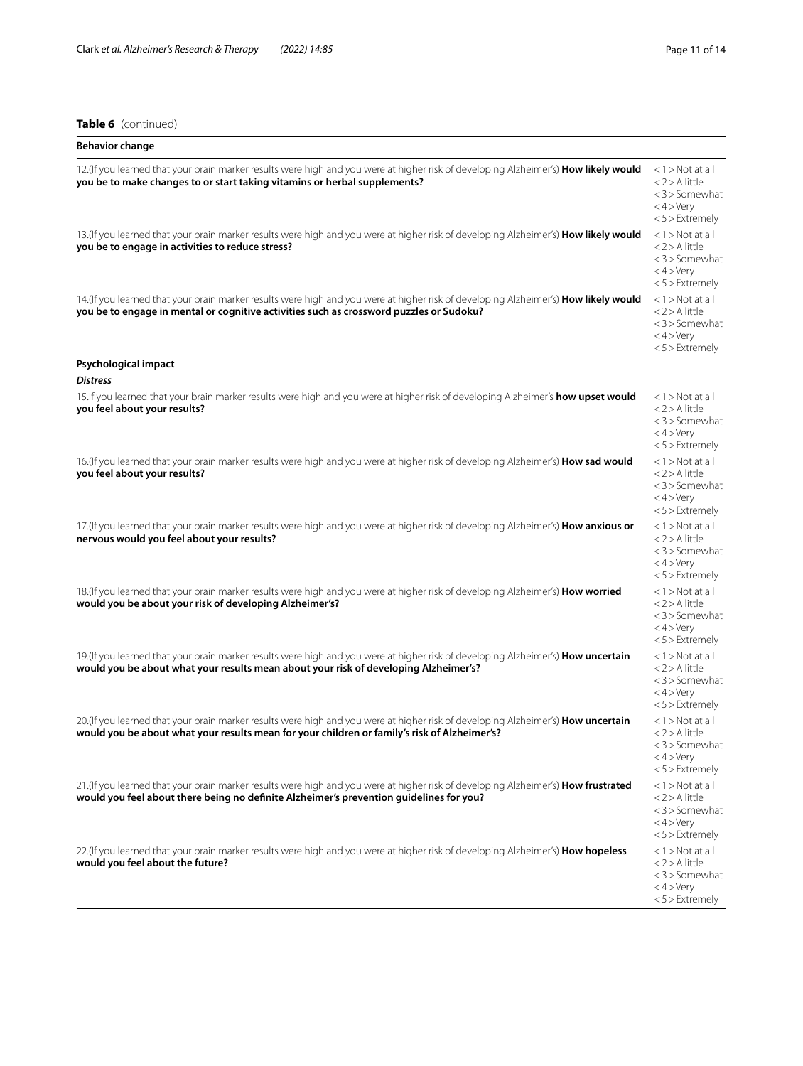**Table 6** (continued)

| Behavior change | |
|---|---|
| 12.(If you learned that your brain marker results were high and you were at higher risk of developing Alzheimer's) **How likely would you be to make changes to or start taking vitamins or herbal supplements?** | <1> Not at all<br><2> A little<br><3> Somewhat<br><4> Very<br><5> Extremely |
| 13.(If you learned that your brain marker results were high and you were at higher risk of developing Alzheimer's) **How likely would you be to engage in activities to reduce stress?** | <1> Not at all<br><2> A little<br><3> Somewhat<br><4> Very<br><5> Extremely |
| 14.(If you learned that your brain marker results were high and you were at higher risk of developing Alzheimer's) **How likely would you be to engage in mental or cognitive activities such as crossword puzzles or Sudoku?** | <1> Not at all<br><2> A little<br><3> Somewhat<br><4> Very<br><5> Extremely |
| **Psychological impact** | |
| ***Distress*** | |
| 15.If you learned that your brain marker results were high and you were at higher risk of developing Alzheimer's **how upset would you feel about your results?** | <1> Not at all<br><2> A little<br><3> Somewhat<br><4> Very<br><5> Extremely |
| 16.(If you learned that your brain marker results were high and you were at higher risk of developing Alzheimer's) **How sad would you feel about your results?** | <1> Not at all<br><2> A little<br><3> Somewhat<br><4> Very<br><5> Extremely |
| 17.(If you learned that your brain marker results were high and you were at higher risk of developing Alzheimer's) **How anxious or nervous would you feel about your results?** | <1> Not at all<br><2> A little<br><3> Somewhat<br><4> Very<br><5> Extremely |
| 18.(If you learned that your brain marker results were high and you were at higher risk of developing Alzheimer's) **How worried would you be about your risk of developing Alzheimer's?** | <1> Not at all<br><2> A little<br><3> Somewhat<br><4> Very<br><5> Extremely |
| 19.(If you learned that your brain marker results were high and you were at higher risk of developing Alzheimer's) **How uncertain would you be about what your results mean about your risk of developing Alzheimer's?** | <1> Not at all<br><2> A little<br><3> Somewhat<br><4> Very<br><5> Extremely |
| 20.(If you learned that your brain marker results were high and you were at higher risk of developing Alzheimer's) **How uncertain would you be about what your results mean for your children or family's risk of Alzheimer's?** | <1> Not at all<br><2> A little<br><3> Somewhat<br><4> Very<br><5> Extremely |
| 21.(If you learned that your brain marker results were high and you were at higher risk of developing Alzheimer's) **How frustrated would you feel about there being no definite Alzheimer's prevention guidelines for you?** | <1> Not at all<br><2> A little<br><3> Somewhat<br><4> Very<br><5> Extremely |
| 22.(If you learned that your brain marker results were high and you were at higher risk of developing Alzheimer's) **How hopeless would you feel about the future?** | <1> Not at all<br><2> A little<br><3> Somewhat<br><4> Very<br><5> Extremely |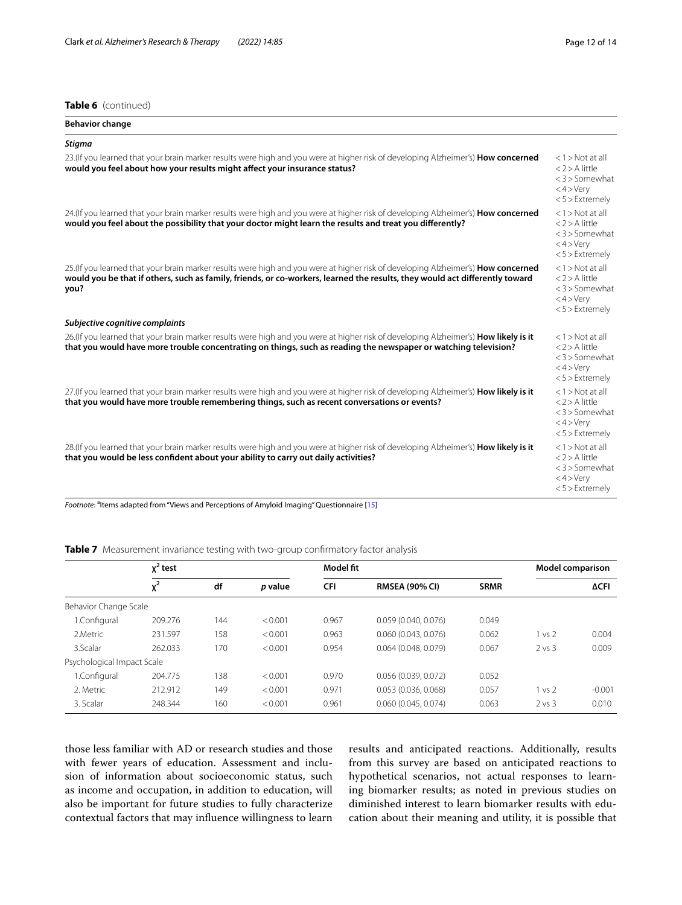**Table 6** (continued)

| **Behavior change** | |
|---|---|
| ***Stigma*** | |
| 23.(If you learned that your brain marker results were high and you were at higher risk of developing Alzheimer's) **How concerned would you feel about how your results might affect your insurance status?** | <1> Not at all <2> A little <3> Somewhat <4> Very <5> Extremely |
| 24.(If you learned that your brain marker results were high and you were at higher risk of developing Alzheimer's) **How concerned would you feel about the possibility that your doctor might learn the results and treat you differently?** | <1> Not at all <2> A little <3> Somewhat <4> Very <5> Extremely |
| 25.(If you learned that your brain marker results were high and you were at higher risk of developing Alzheimer's) **How concerned would you be that if others, such as family, friends, or co-workers, learned the results, they would act differently toward you?** | <1> Not at all <2> A little <3> Somewhat <4> Very <5> Extremely |
| ***Subjective cognitive complaints*** | |
| 26.(If you learned that your brain marker results were high and you were at higher risk of developing Alzheimer's) **How likely is it that you would have more trouble concentrating on things, such as reading the newspaper or watching television?** | <1> Not at all <2> A little <3> Somewhat <4> Very <5> Extremely |
| 27.(If you learned that your brain marker results were high and you were at higher risk of developing Alzheimer's) **How likely is it that you would have more trouble remembering things, such as recent conversations or events?** | <1> Not at all <2> A little <3> Somewhat <4> Very <5> Extremely |
| 28.(If you learned that your brain marker results were high and you were at higher risk of developing Alzheimer's) **How likely is it that you would be less confident about your ability to carry out daily activities?** | <1> Not at all <2> A little <3> Somewhat <4> Very <5> Extremely |

*Footnote*: [a]Items adapted from "Views and Perceptions of Amyloid Imaging" Questionnaire [15]

**Table 7** Measurement invariance testing with two-group confirmatory factor analysis

| | $\chi^2$ test | | | Model fit | | | Model comparison | |
|---|---|---|---|---|---|---|---|---|
| | $\chi^2$ | df | *p* value | CFI | RMSEA (90% CI) | SRMR | | ΔCFI |
| Behavior Change Scale | | | | | | | | |
| 1.Configural | 209.276 | 144 | < 0.001 | 0.967 | 0.059 (0.040, 0.076) | 0.049 | | |
| 2.Metric | 231.597 | 158 | < 0.001 | 0.963 | 0.060 (0.043, 0.076) | 0.062 | 1 vs 2 | 0.004 |
| 3.Scalar | 262.033 | 170 | < 0.001 | 0.954 | 0.064 (0.048, 0.079) | 0.067 | 2 vs 3 | 0.009 |
| Psychological Impact Scale | | | | | | | | |
| 1.Configural | 204.775 | 138 | < 0.001 | 0.970 | 0.056 (0.039, 0.072) | 0.052 | | |
| 2. Metric | 212.912 | 149 | < 0.001 | 0.971 | 0.053 (0.036, 0.068) | 0.057 | 1 vs 2 | -0.001 |
| 3. Scalar | 248.344 | 160 | < 0.001 | 0.961 | 0.060 (0.045, 0.074) | 0.063 | 2 vs 3 | 0.010 |

those less familiar with AD or research studies and those with fewer years of education. Assessment and inclusion of information about socioeconomic status, such as income and occupation, in addition to education, will also be important for future studies to fully characterize contextual factors that may influence willingness to learn results and anticipated reactions. Additionally, results from this survey are based on anticipated reactions to hypothetical scenarios, not actual responses to learning biomarker results; as noted in previous studies on diminished interest to learn biomarker results with education about their meaning and utility, it is possible that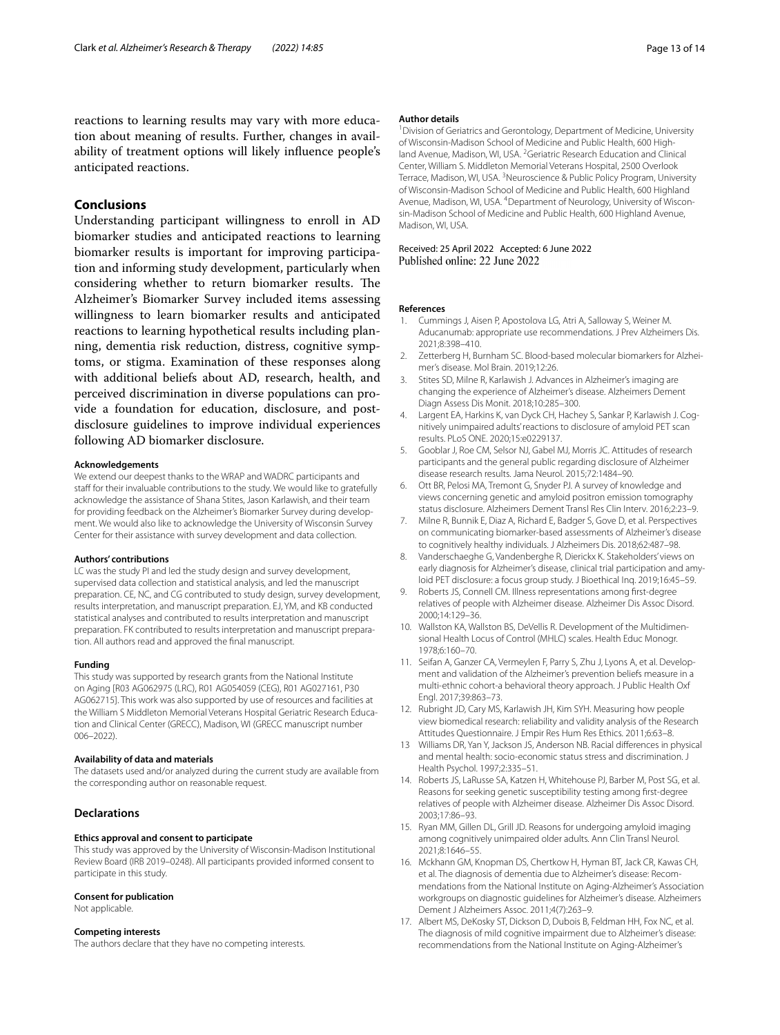reactions to learning results may vary with more education about meaning of results. Further, changes in availability of treatment options will likely influence people's anticipated reactions.

## Conclusions

Understanding participant willingness to enroll in AD biomarker studies and anticipated reactions to learning biomarker results is important for improving participation and informing study development, particularly when considering whether to return biomarker results. The Alzheimer's Biomarker Survey included items assessing willingness to learn biomarker results and anticipated reactions to learning hypothetical results including planning, dementia risk reduction, distress, cognitive symptoms, or stigma. Examination of these responses along with additional beliefs about AD, research, health, and perceived discrimination in diverse populations can provide a foundation for education, disclosure, and post-disclosure guidelines to improve individual experiences following AD biomarker disclosure.

#### Acknowledgements

We extend our deepest thanks to the WRAP and WADRC participants and staff for their invaluable contributions to the study. We would like to gratefully acknowledge the assistance of Shana Stites, Jason Karlawish, and their team for providing feedback on the Alzheimer's Biomarker Survey during development. We would also like to acknowledge the University of Wisconsin Survey Center for their assistance with survey development and data collection.

#### Authors' contributions

LC was the study PI and led the study design and survey development, supervised data collection and statistical analysis, and led the manuscript preparation. CE, NC, and CG contributed to study design, survey development, results interpretation, and manuscript preparation. EJ, YM, and KB conducted statistical analyses and contributed to results interpretation and manuscript preparation. FK contributed to results interpretation and manuscript preparation. All authors read and approved the final manuscript.

#### Funding

This study was supported by research grants from the National Institute on Aging [R03 AG062975 (LRC), R01 AG054059 (CEG), R01 AG027161, P30 AG062715]. This work was also supported by use of resources and facilities at the William S Middleton Memorial Veterans Hospital Geriatric Research Education and Clinical Center (GRECC), Madison, WI (GRECC manuscript number 006–2022).

#### Availability of data and materials

The datasets used and/or analyzed during the current study are available from the corresponding author on reasonable request.

### Declarations

#### Ethics approval and consent to participate

This study was approved by the University of Wisconsin-Madison Institutional Review Board (IRB 2019–0248). All participants provided informed consent to participate in this study.

#### Consent for publication

Not applicable.

#### Competing interests

The authors declare that they have no competing interests.

#### Author details

[1]Division of Geriatrics and Gerontology, Department of Medicine, University of Wisconsin-Madison School of Medicine and Public Health, 600 Highland Avenue, Madison, WI, USA. [2]Geriatric Research Education and Clinical Center, William S. Middleton Memorial Veterans Hospital, 2500 Overlook Terrace, Madison, WI, USA. [3]Neuroscience & Public Policy Program, University of Wisconsin-Madison School of Medicine and Public Health, 600 Highland Avenue, Madison, WI, USA. [4]Department of Neurology, University of Wisconsin-Madison School of Medicine and Public Health, 600 Highland Avenue, Madison, WI, USA.

Received: 25 April 2022 Accepted: 6 June 2022
Published online: 22 June 2022

#### References

1. Cummings J, Aisen P, Apostolova LG, Atri A, Salloway S, Weiner M. Aducanumab: appropriate use recommendations. J Prev Alzheimers Dis. 2021;8:398–410.
2. Zetterberg H, Burnham SC. Blood-based molecular biomarkers for Alzheimer's disease. Mol Brain. 2019;12:26.
3. Stites SD, Milne R, Karlawish J. Advances in Alzheimer's imaging are changing the experience of Alzheimer's disease. Alzheimers Dement Diagn Assess Dis Monit. 2018;10:285–300.
4. Largent EA, Harkins K, van Dyck CH, Hachey S, Sankar P, Karlawish J. Cognitively unimpaired adults' reactions to disclosure of amyloid PET scan results. PLoS ONE. 2020;15:e0229137.
5. Gooblar J, Roe CM, Selsor NJ, Gabel MJ, Morris JC. Attitudes of research participants and the general public regarding disclosure of Alzheimer disease research results. Jama Neurol. 2015;72:1484–90.
6. Ott BR, Pelosi MA, Tremont G, Snyder PJ. A survey of knowledge and views concerning genetic and amyloid positron emission tomography status disclosure. Alzheimers Dement Transl Res Clin Interv. 2016;2:23–9.
7. Milne R, Bunnik E, Diaz A, Richard E, Badger S, Gove D, et al. Perspectives on communicating biomarker-based assessments of Alzheimer's disease to cognitively healthy individuals. J Alzheimers Dis. 2018;62:487–98.
8. Vanderschaeghe G, Vandenberghe R, Dierickx K. Stakeholders' views on early diagnosis for Alzheimer's disease, clinical trial participation and amyloid PET disclosure: a focus group study. J Bioethical Inq. 2019;16:45–59.
9. Roberts JS, Connell CM. Illness representations among first-degree relatives of people with Alzheimer disease. Alzheimer Dis Assoc Disord. 2000;14:129–36.
10. Wallston KA, Wallston BS, DeVellis R. Development of the Multidimensional Health Locus of Control (MHLC) scales. Health Educ Monogr. 1978;6:160–70.
11. Seifan A, Ganzer CA, Vermeylen F, Parry S, Zhu J, Lyons A, et al. Development and validation of the Alzheimer's prevention beliefs measure in a multi-ethnic cohort-a behavioral theory approach. J Public Health Oxf Engl. 2017;39:863–73.
12. Rubright JD, Cary MS, Karlawish JH, Kim SYH. Measuring how people view biomedical research: reliability and validity analysis of the Research Attitudes Questionnaire. J Empir Res Hum Res Ethics. 2011;6:63–8.
13. Williams DR, Yan Y, Jackson JS, Anderson NB. Racial differences in physical and mental health: socio-economic status stress and discrimination. J Health Psychol. 1997;2:335–51.
14. Roberts JS, LaRusse SA, Katzen H, Whitehouse PJ, Barber M, Post SG, et al. Reasons for seeking genetic susceptibility testing among first-degree relatives of people with Alzheimer disease. Alzheimer Dis Assoc Disord. 2003;17:86–93.
15. Ryan MM, Gillen DL, Grill JD. Reasons for undergoing amyloid imaging among cognitively unimpaired older adults. Ann Clin Transl Neurol. 2021;8:1646–55.
16. Mckhann GM, Knopman DS, Chertkow H, Hyman BT, Jack CR, Kawas CH, et al. The diagnosis of dementia due to Alzheimer's disease: Recommendations from the National Institute on Aging-Alzheimer's Association workgroups on diagnostic guidelines for Alzheimer's disease. Alzheimers Dement J Alzheimers Assoc. 2011;4(7):263–9.
17. Albert MS, DeKosky ST, Dickson D, Dubois B, Feldman HH, Fox NC, et al. The diagnosis of mild cognitive impairment due to Alzheimer's disease: recommendations from the National Institute on Aging-Alzheimer's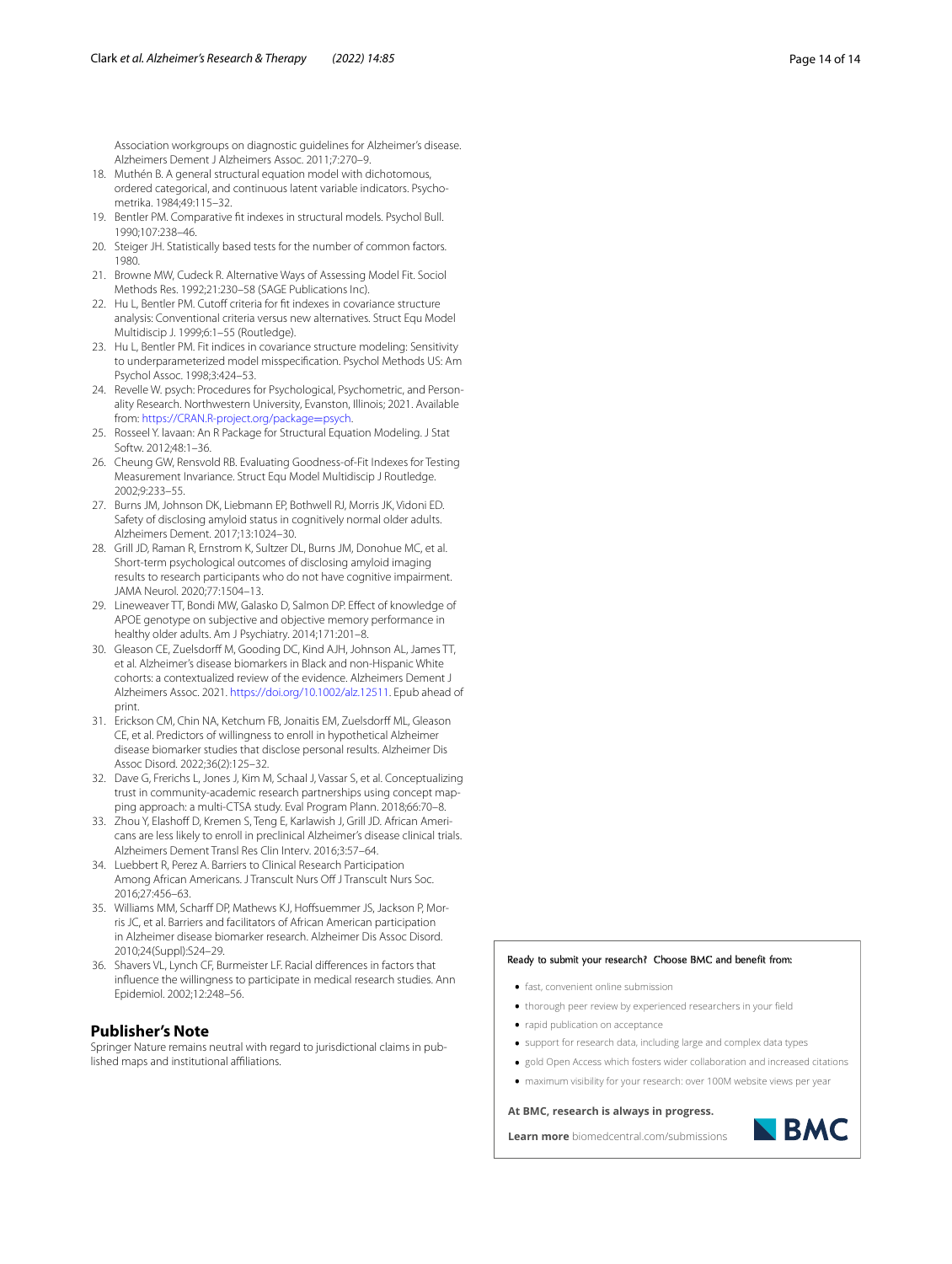Association workgroups on diagnostic guidelines for Alzheimer's disease. Alzheimers Dement J Alzheimers Assoc. 2011;7:270–9.

18. Muthén B. A general structural equation model with dichotomous, ordered categorical, and continuous latent variable indicators. Psychometrika. 1984;49:115–32.
19. Bentler PM. Comparative fit indexes in structural models. Psychol Bull. 1990;107:238–46.
20. Steiger JH. Statistically based tests for the number of common factors. 1980.
21. Browne MW, Cudeck R. Alternative Ways of Assessing Model Fit. Sociol Methods Res. 1992;21:230–58 (SAGE Publications Inc).
22. Hu L, Bentler PM. Cutoff criteria for fit indexes in covariance structure analysis: Conventional criteria versus new alternatives. Struct Equ Model Multidiscip J. 1999;6:1–55 (Routledge).
23. Hu L, Bentler PM. Fit indices in covariance structure modeling: Sensitivity to underparameterized model misspecification. Psychol Methods US: Am Psychol Assoc. 1998;3:424–53.
24. Revelle W. psych: Procedures for Psychological, Psychometric, and Personality Research. Northwestern University, Evanston, Illinois; 2021. Available from: https://CRAN.R-project.org/package=psych.
25. Rosseel Y. lavaan: An R Package for Structural Equation Modeling. J Stat Softw. 2012;48:1–36.
26. Cheung GW, Rensvold RB. Evaluating Goodness-of-Fit Indexes for Testing Measurement Invariance. Struct Equ Model Multidiscip J Routledge. 2002;9:233–55.
27. Burns JM, Johnson DK, Liebmann EP, Bothwell RJ, Morris JK, Vidoni ED. Safety of disclosing amyloid status in cognitively normal older adults. Alzheimers Dement. 2017;13:1024–30.
28. Grill JD, Raman R, Ernstrom K, Sultzer DL, Burns JM, Donohue MC, et al. Short-term psychological outcomes of disclosing amyloid imaging results to research participants who do not have cognitive impairment. JAMA Neurol. 2020;77:1504–13.
29. Lineweaver TT, Bondi MW, Galasko D, Salmon DP. Effect of knowledge of APOE genotype on subjective and objective memory performance in healthy older adults. Am J Psychiatry. 2014;171:201–8.
30. Gleason CE, Zuelsdorff M, Gooding DC, Kind AJH, Johnson AL, James TT, et al. Alzheimer's disease biomarkers in Black and non-Hispanic White cohorts: a contextualized review of the evidence. Alzheimers Dement J Alzheimers Assoc. 2021. https://doi.org/10.1002/alz.12511. Epub ahead of print.
31. Erickson CM, Chin NA, Ketchum FB, Jonaitis EM, Zuelsdorff ML, Gleason CE, et al. Predictors of willingness to enroll in hypothetical Alzheimer disease biomarker studies that disclose personal results. Alzheimer Dis Assoc Disord. 2022;36(2):125–32.
32. Dave G, Frerichs L, Jones J, Kim M, Schaal J, Vassar S, et al. Conceptualizing trust in community-academic research partnerships using concept mapping approach: a multi-CTSA study. Eval Program Plann. 2018;66:70–8.
33. Zhou Y, Elashoff D, Kremen S, Teng E, Karlawish J, Grill JD. African Americans are less likely to enroll in preclinical Alzheimer's disease clinical trials. Alzheimers Dement Transl Res Clin Interv. 2016;3:57–64.
34. Luebbert R, Perez A. Barriers to Clinical Research Participation Among African Americans. J Transcult Nurs Off J Transcult Nurs Soc. 2016;27:456–63.
35. Williams MM, Scharff DP, Mathews KJ, Hoffsuemmer JS, Jackson P, Morris JC, et al. Barriers and facilitators of African American participation in Alzheimer disease biomarker research. Alzheimer Dis Assoc Disord. 2010;24(Suppl):S24–29.
36. Shavers VL, Lynch CF, Burmeister LF. Racial differences in factors that influence the willingness to participate in medical research studies. Ann Epidemiol. 2002;12:248–56.

## Publisher's Note

Springer Nature remains neutral with regard to jurisdictional claims in published maps and institutional affiliations.

Ready to submit your research? Choose BMC and benefit from:

- fast, convenient online submission
- thorough peer review by experienced researchers in your field
- rapid publication on acceptance
- support for research data, including large and complex data types
- gold Open Access which fosters wider collaboration and increased citations
- maximum visibility for your research: over 100M website views per year

**At BMC, research is always in progress.**

**Learn more** biomedcentral.com/submissions

BMC